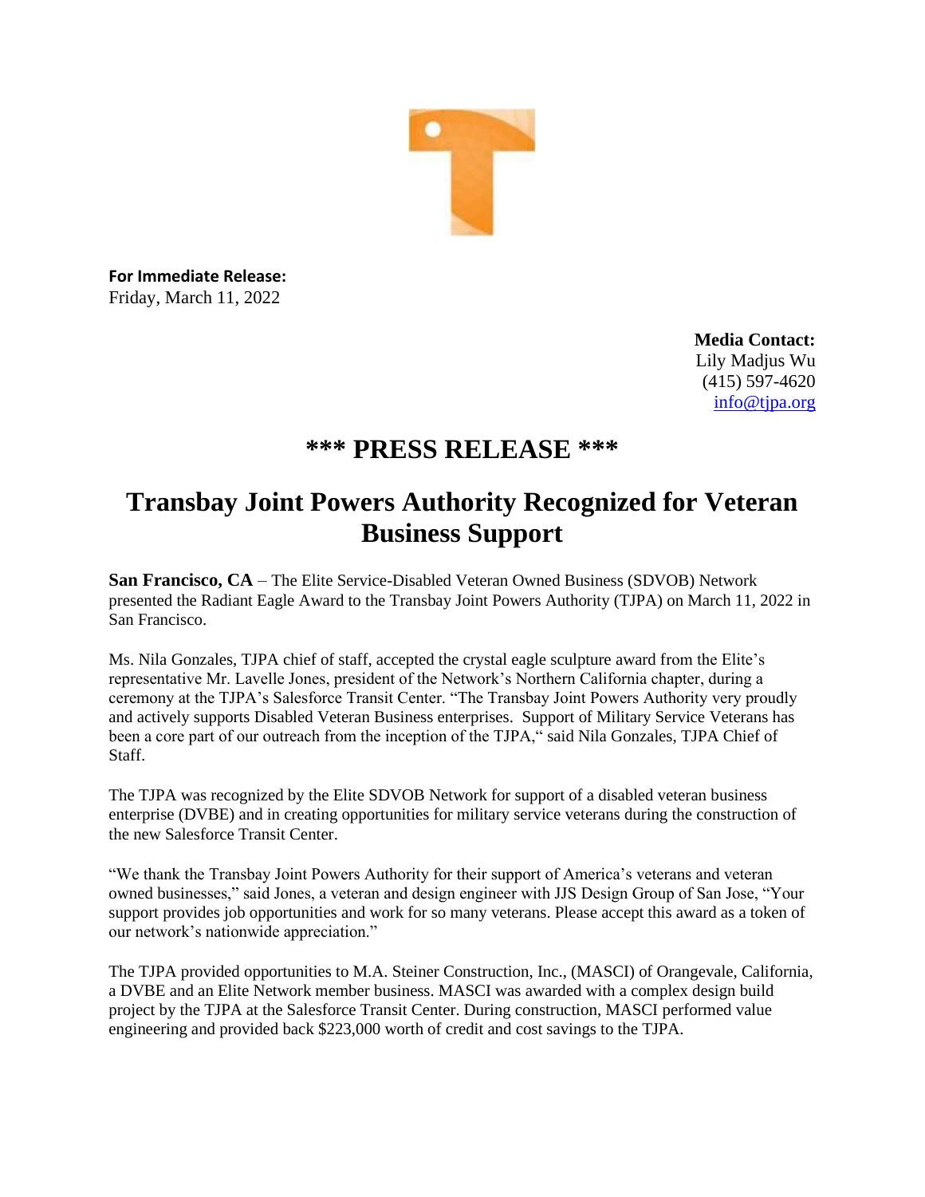**For Immediate Release:**
Friday, March 11, 2022

**Media Contact:**
Lily Madjus Wu
(415) 597-4620
info@tjpa.org

# *** PRESS RELEASE ***

# Transbay Joint Powers Authority Recognized for Veteran Business Support

**San Francisco, CA** – The Elite Service-Disabled Veteran Owned Business (SDVOB) Network presented the Radiant Eagle Award to the Transbay Joint Powers Authority (TJPA) on March 11, 2022 in San Francisco.

Ms. Nila Gonzales, TJPA chief of staff, accepted the crystal eagle sculpture award from the Elite's representative Mr. Lavelle Jones, president of the Network's Northern California chapter, during a ceremony at the TJPA's Salesforce Transit Center. "The Transbay Joint Powers Authority very proudly and actively supports Disabled Veteran Business enterprises. Support of Military Service Veterans has been a core part of our outreach from the inception of the TJPA," said Nila Gonzales, TJPA Chief of Staff.

The TJPA was recognized by the Elite SDVOB Network for support of a disabled veteran business enterprise (DVBE) and in creating opportunities for military service veterans during the construction of the new Salesforce Transit Center.

"We thank the Transbay Joint Powers Authority for their support of America's veterans and veteran owned businesses," said Jones, a veteran and design engineer with JJS Design Group of San Jose, "Your support provides job opportunities and work for so many veterans. Please accept this award as a token of our network's nationwide appreciation."

The TJPA provided opportunities to M.A. Steiner Construction, Inc., (MASCI) of Orangevale, California, a DVBE and an Elite Network member business. MASCI was awarded with a complex design build project by the TJPA at the Salesforce Transit Center. During construction, MASCI performed value engineering and provided back $223,000 worth of credit and cost savings to the TJPA.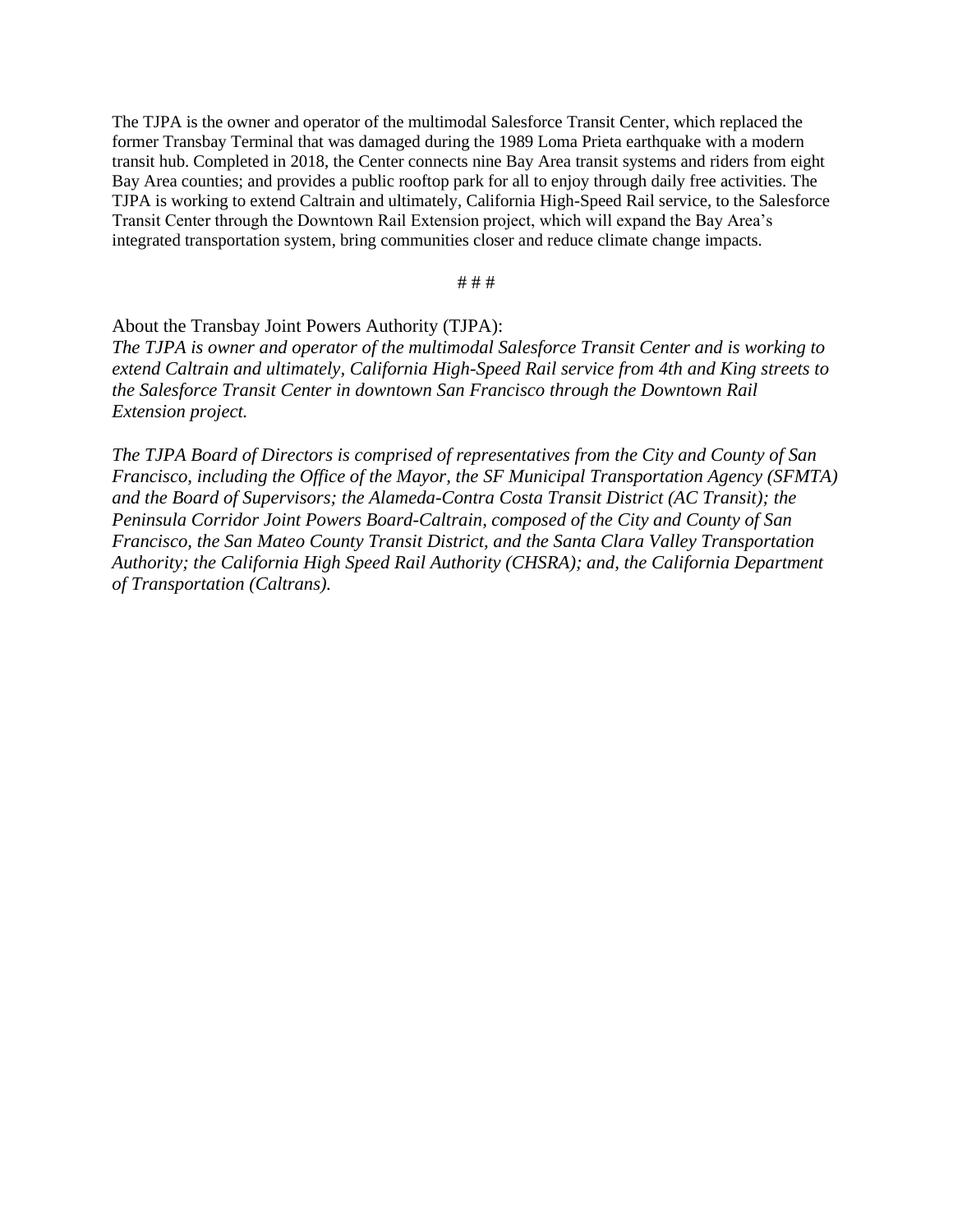The TJPA is the owner and operator of the multimodal Salesforce Transit Center, which replaced the former Transbay Terminal that was damaged during the 1989 Loma Prieta earthquake with a modern transit hub. Completed in 2018, the Center connects nine Bay Area transit systems and riders from eight Bay Area counties; and provides a public rooftop park for all to enjoy through daily free activities. The TJPA is working to extend Caltrain and ultimately, California High-Speed Rail service, to the Salesforce Transit Center through the Downtown Rail Extension project, which will expand the Bay Area's integrated transportation system, bring communities closer and reduce climate change impacts.

# # #

About the Transbay Joint Powers Authority (TJPA):

*The TJPA is owner and operator of the multimodal Salesforce Transit Center and is working to extend Caltrain and ultimately, California High-Speed Rail service from 4th and King streets to the Salesforce Transit Center in downtown San Francisco through the Downtown Rail Extension project.*

*The TJPA Board of Directors is comprised of representatives from the City and County of San Francisco, including the Office of the Mayor, the SF Municipal Transportation Agency (SFMTA) and the Board of Supervisors; the Alameda-Contra Costa Transit District (AC Transit); the Peninsula Corridor Joint Powers Board-Caltrain, composed of the City and County of San Francisco, the San Mateo County Transit District, and the Santa Clara Valley Transportation Authority; the California High Speed Rail Authority (CHSRA); and, the California Department of Transportation (Caltrans).*